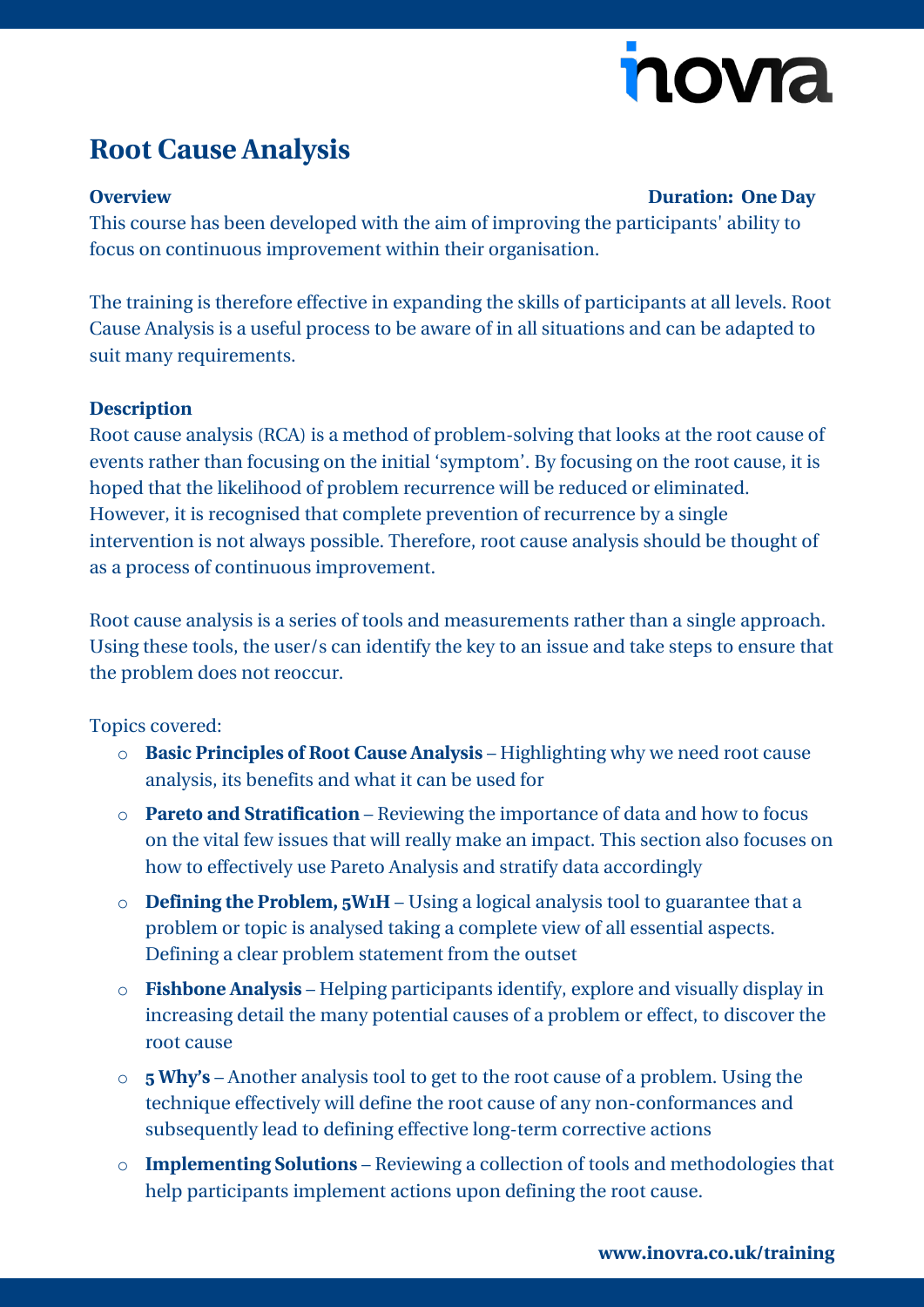# Root Cause Analysis

**Overview** **Duration: One Day**

This course has been developed with the aim of improving the participants' ability to focus on continuous improvement within their organisation.

The training is therefore effective in expanding the skills of participants at all levels. Root Cause Analysis is a useful process to be aware of in all situations and can be adapted to suit many requirements.

**Description**

Root cause analysis (RCA) is a method of problem-solving that looks at the root cause of events rather than focusing on the initial 'symptom'. By focusing on the root cause, it is hoped that the likelihood of problem recurrence will be reduced or eliminated. However, it is recognised that complete prevention of recurrence by a single intervention is not always possible. Therefore, root cause analysis should be thought of as a process of continuous improvement.

Root cause analysis is a series of tools and measurements rather than a single approach. Using these tools, the user/s can identify the key to an issue and take steps to ensure that the problem does not reoccur.

Topics covered:

- **Basic Principles of Root Cause Analysis** – Highlighting why we need root cause analysis, its benefits and what it can be used for
- **Pareto and Stratification** – Reviewing the importance of data and how to focus on the vital few issues that will really make an impact. This section also focuses on how to effectively use Pareto Analysis and stratify data accordingly
- **Defining the Problem, 5W1H** – Using a logical analysis tool to guarantee that a problem or topic is analysed taking a complete view of all essential aspects. Defining a clear problem statement from the outset
- **Fishbone Analysis** – Helping participants identify, explore and visually display in increasing detail the many potential causes of a problem or effect, to discover the root cause
- **5 Why's** – Another analysis tool to get to the root cause of a problem. Using the technique effectively will define the root cause of any non-conformances and subsequently lead to defining effective long-term corrective actions
- **Implementing Solutions** – Reviewing a collection of tools and methodologies that help participants implement actions upon defining the root cause.

**www.inovra.co.uk/training**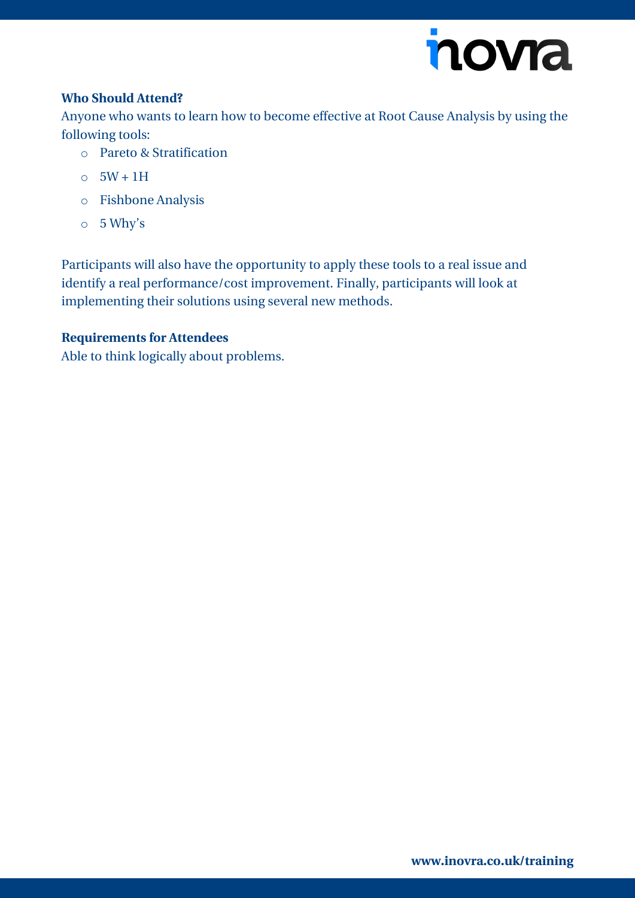**Who Should Attend?**

Anyone who wants to learn how to become effective at Root Cause Analysis by using the following tools:

- Pareto & Stratification
- 5W + 1H
- Fishbone Analysis
- 5 Why's

Participants will also have the opportunity to apply these tools to a real issue and identify a real performance/cost improvement. Finally, participants will look at implementing their solutions using several new methods.

**Requirements for Attendees**

Able to think logically about problems.

**www.inovra.co.uk/training**